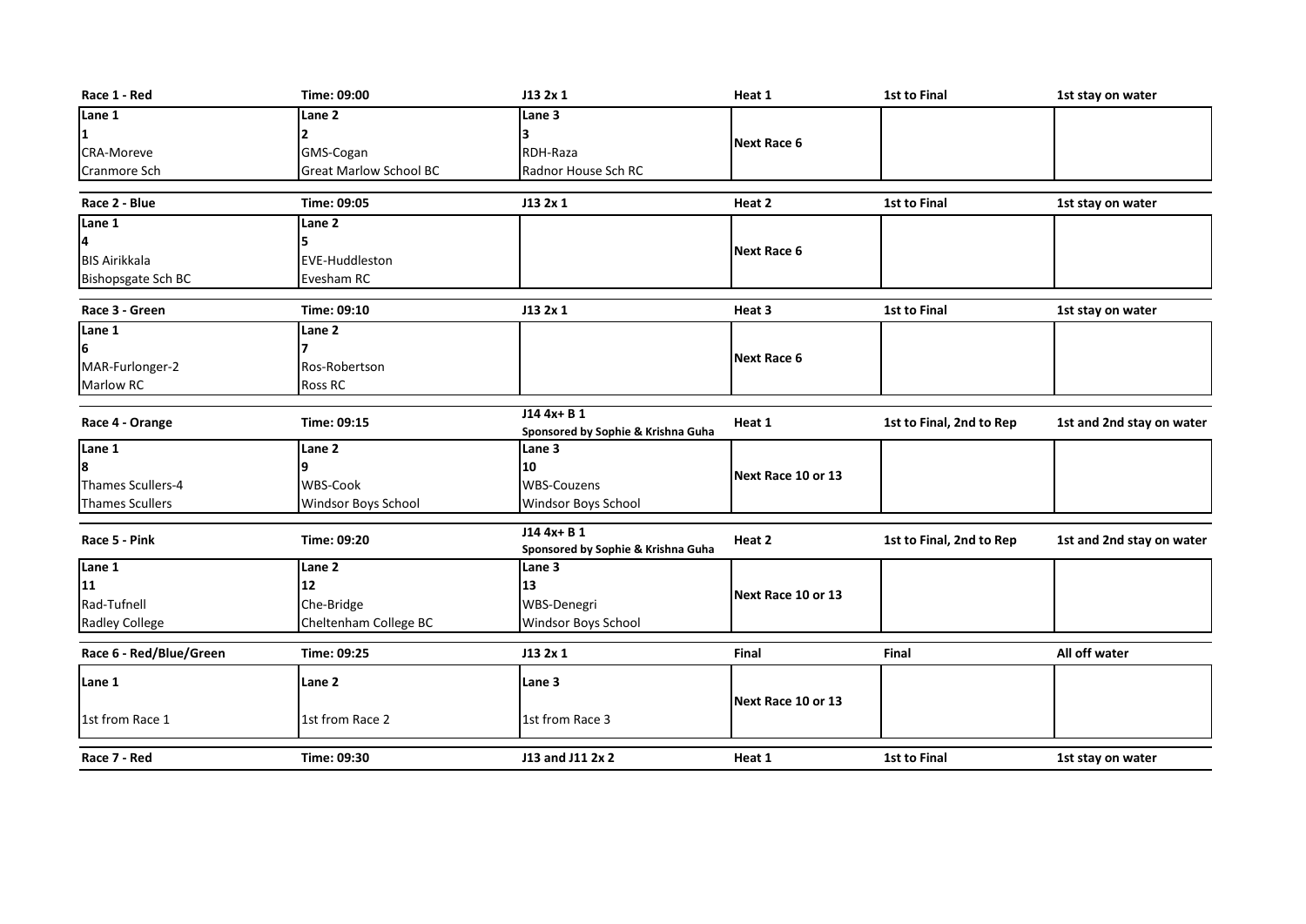| Race 1 - Red | Time: 09:00 | J13 2x 1 | Heat 1 | 1st to Final | 1st stay on water |
|---|---|---|---|---|---|
| Lane 1<br>1<br>CRA-Moreve<br>Cranmore Sch | Lane 2<br>2<br>GMS-Cogan<br>Great Marlow School BC | Lane 3<br>3<br>RDH-Raza<br>Radnor House Sch RC | Next Race 6 | | |

| Race 2 - Blue | Time: 09:05 | J13 2x 1 | Heat 2 | 1st to Final | 1st stay on water |
|---|---|---|---|---|---|
| Lane 1<br>4<br>BIS Airikkala<br>Bishopsgate Sch BC | Lane 2<br>5<br>EVE-Huddleston<br>Evesham RC | | Next Race 6 | | |

| Race 3 - Green | Time: 09:10 | J13 2x 1 | Heat 3 | 1st to Final | 1st stay on water |
|---|---|---|---|---|---|
| Lane 1<br>6<br>MAR-Furlonger-2<br>Marlow RC | Lane 2<br>7<br>Ros-Robertson<br>Ross RC | | Next Race 6 | | |

| Race 4 - Orange | Time: 09:15 | J14 4x+ B 1<br>Sponsored by Sophie & Krishna Guha | Heat 1 | 1st to Final, 2nd to Rep | 1st and 2nd stay on water |
|---|---|---|---|---|---|
| Lane 1<br>8<br>Thames Scullers-4<br>Thames Scullers | Lane 2<br>9<br>WBS-Cook<br>Windsor Boys School | Lane 3<br>10<br>WBS-Couzens<br>Windsor Boys School | Next Race 10 or 13 | | |

| Race 5 - Pink | Time: 09:20 | J14 4x+ B 1<br>Sponsored by Sophie & Krishna Guha | Heat 2 | 1st to Final, 2nd to Rep | 1st and 2nd stay on water |
|---|---|---|---|---|---|
| Lane 1<br>11<br>Rad-Tufnell<br>Radley College | Lane 2<br>12<br>Che-Bridge<br>Cheltenham College BC | Lane 3<br>13<br>WBS-Denegri<br>Windsor Boys School | Next Race 10 or 13 | | |

| Race 6 - Red/Blue/Green | Time: 09:25 | J13 2x 1 | Final | Final | All off water |
|---|---|---|---|---|---|
| Lane 1<br><br>1st from Race 1 | Lane 2<br><br>1st from Race 2 | Lane 3<br><br>1st from Race 3 | Next Race 10 or 13 | | |

| Race 7 - Red | Time: 09:30 | J13 and J11 2x 2 | Heat 1 | 1st to Final | 1st stay on water |
|---|---|---|---|---|---|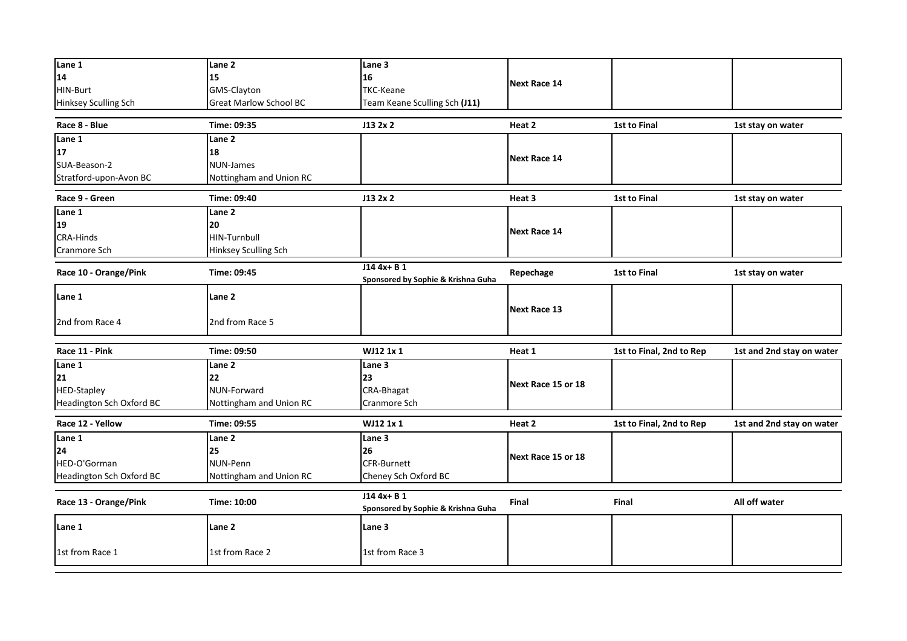| Lane 1 | Lane 2 | Lane 3 | | | |
|---|---|---|---|---|---|
| 14 | 15 | 16 | Next Race 14 | | |
| HIN-Burt | GMS-Clayton | TKC-Keane | | | |
| Hinksey Sculling Sch | Great Marlow School BC | Team Keane Sculling Sch **(J11)** | | | |

| Race 8 - Blue | Time: 09:35 | J13 2x 2 | Heat 2 | 1st to Final | 1st stay on water |
|---|---|---|---|---|---|
| Lane 1 | Lane 2 | | Next Race 14 | | |
| 17 | 18 | | | | |
| SUA-Beason-2 | NUN-James | | | | |
| Stratford-upon-Avon BC | Nottingham and Union RC | | | | |

| Race 9 - Green | Time: 09:40 | J13 2x 2 | Heat 3 | 1st to Final | 1st stay on water |
|---|---|---|---|---|---|
| Lane 1 | Lane 2 | | Next Race 14 | | |
| 19 | 20 | | | | |
| CRA-Hinds | HIN-Turnbull | | | | |
| Cranmore Sch | Hinksey Sculling Sch | | | | |

| Race 10 - Orange/Pink | Time: 09:45 | J14 4x+ B 1<br>Sponsored by Sophie & Krishna Guha | Repechage | 1st to Final | 1st stay on water |
|---|---|---|---|---|---|
| Lane 1 | Lane 2 | | Next Race 13 | | |
| 2nd from Race 4 | 2nd from Race 5 | | | | |

| Race 11 - Pink | Time: 09:50 | WJ12 1x 1 | Heat 1 | 1st to Final, 2nd to Rep | 1st and 2nd stay on water |
|---|---|---|---|---|---|
| Lane 1 | Lane 2 | Lane 3 | Next Race 15 or 18 | | |
| 21 | 22 | 23 | | | |
| HED-Stapley | NUN-Forward | CRA-Bhagat | | | |
| Headington Sch Oxford BC | Nottingham and Union RC | Cranmore Sch | | | |

| Race 12 - Yellow | Time: 09:55 | WJ12 1x 1 | Heat 2 | 1st to Final, 2nd to Rep | 1st and 2nd stay on water |
|---|---|---|---|---|---|
| Lane 1 | Lane 2 | Lane 3 | Next Race 15 or 18 | | |
| 24 | 25 | 26 | | | |
| HED-O'Gorman | NUN-Penn | CFR-Burnett | | | |
| Headington Sch Oxford BC | Nottingham and Union RC | Cheney Sch Oxford BC | | | |

| Race 13 - Orange/Pink | Time: 10:00 | J14 4x+ B 1<br>Sponsored by Sophie & Krishna Guha | Final | Final | All off water |
|---|---|---|---|---|---|
| Lane 1 | Lane 2 | Lane 3 | | | |
| 1st from Race 1 | 1st from Race 2 | 1st from Race 3 | | | |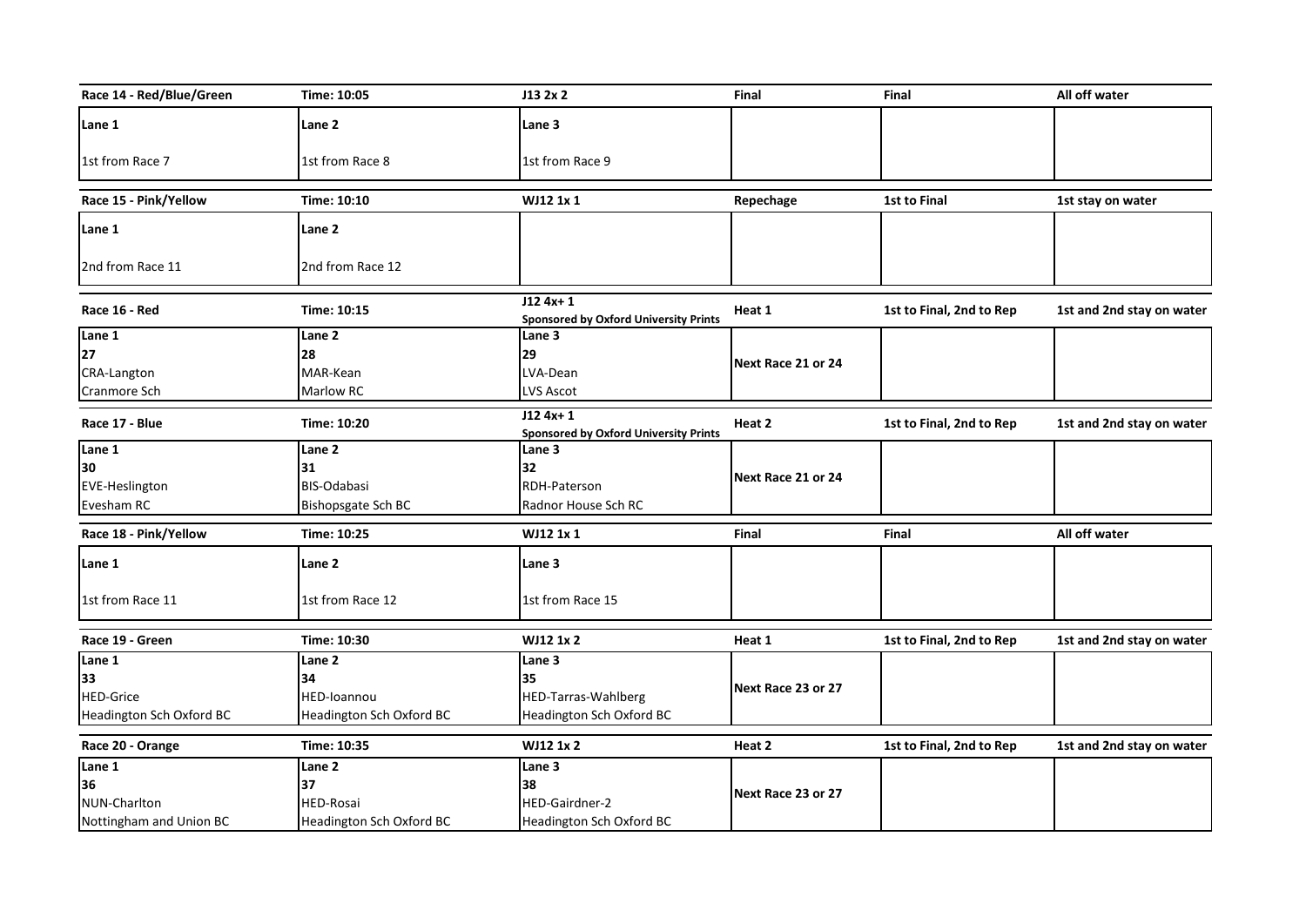| Race 14 - Red/Blue/Green | Time: 10:05 | J13 2x 2 | Final | Final | All off water |
|---|---|---|---|---|---|
| Lane 1 | Lane 2 | Lane 3 | | | |
| 1st from Race 7 | 1st from Race 8 | 1st from Race 9 | | | |

| Race 15 - Pink/Yellow | Time: 10:10 | WJ12 1x 1 | Repechage | 1st to Final | 1st stay on water |
|---|---|---|---|---|---|
| Lane 1 | Lane 2 | | | | |
| 2nd from Race 11 | 2nd from Race 12 | | | | |

| Race 16 - Red | Time: 10:15 | J12 4x+ 1<br>Sponsored by Oxford University Prints | Heat 1 | 1st to Final, 2nd to Rep | 1st and 2nd stay on water |
|---|---|---|---|---|---|
| Lane 1 | Lane 2 | Lane 3 | Next Race 21 or 24 | | |
| 27 | 28 | 29 | | | |
| CRA-Langton | MAR-Kean | LVA-Dean | | | |
| Cranmore Sch | Marlow RC | LVS Ascot | | | |

| Race 17 - Blue | Time: 10:20 | J12 4x+ 1<br>Sponsored by Oxford University Prints | Heat 2 | 1st to Final, 2nd to Rep | 1st and 2nd stay on water |
|---|---|---|---|---|---|
| Lane 1 | Lane 2 | Lane 3 | Next Race 21 or 24 | | |
| 30 | 31 | 32 | | | |
| EVE-Heslington | BIS-Odabasi | RDH-Paterson | | | |
| Evesham RC | Bishopsgate Sch BC | Radnor House Sch RC | | | |

| Race 18 - Pink/Yellow | Time: 10:25 | WJ12 1x 1 | Final | Final | All off water |
|---|---|---|---|---|---|
| Lane 1 | Lane 2 | Lane 3 | | | |
| 1st from Race 11 | 1st from Race 12 | 1st from Race 15 | | | |

| Race 19 - Green | Time: 10:30 | WJ12 1x 2 | Heat 1 | 1st to Final, 2nd to Rep | 1st and 2nd stay on water |
|---|---|---|---|---|---|
| Lane 1 | Lane 2 | Lane 3 | Next Race 23 or 27 | | |
| 33 | 34 | 35 | | | |
| HED-Grice | HED-Ioannou | HED-Tarras-Wahlberg | | | |
| Headington Sch Oxford BC | Headington Sch Oxford BC | Headington Sch Oxford BC | | | |

| Race 20 - Orange | Time: 10:35 | WJ12 1x 2 | Heat 2 | 1st to Final, 2nd to Rep | 1st and 2nd stay on water |
|---|---|---|---|---|---|
| Lane 1 | Lane 2 | Lane 3 | Next Race 23 or 27 | | |
| 36 | 37 | 38 | | | |
| NUN-Charlton | HED-Rosai | HED-Gairdner-2 | | | |
| Nottingham and Union BC | Headington Sch Oxford BC | Headington Sch Oxford BC | | | |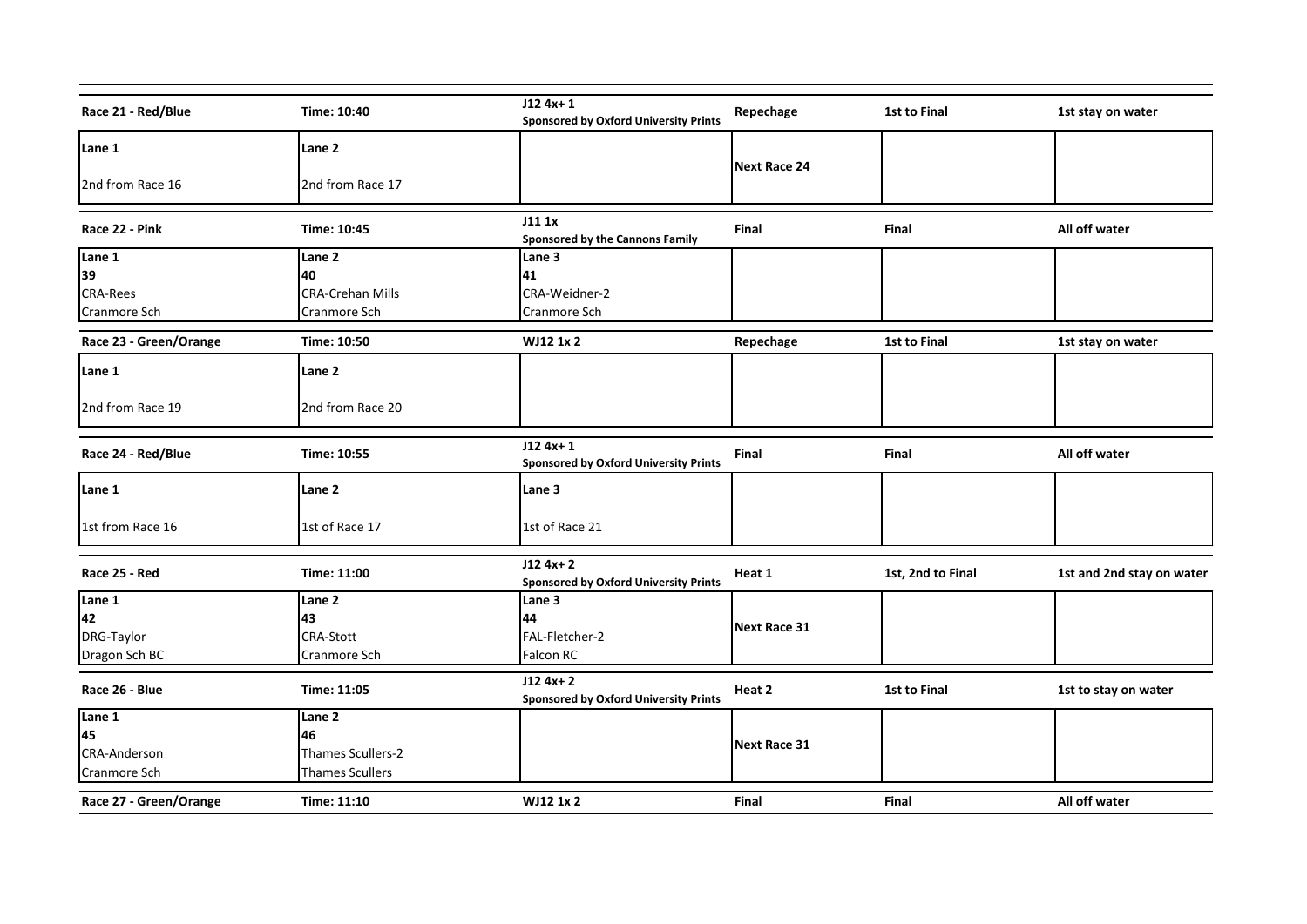| Race 21 - Red/Blue | Time: 10:40 | J12 4x+ 1<br>Sponsored by Oxford University Prints | Repechage | 1st to Final | 1st stay on water |
|---|---|---|---|---|---|
| Lane 1 | Lane 2 | | Next Race 24 | | |
| 2nd from Race 16 | 2nd from Race 17 | | | | |

| Race 22 - Pink | Time: 10:45 | J11 1x<br>Sponsored by the Cannons Family | Final | Final | All off water |
|---|---|---|---|---|---|
| Lane 1 | Lane 2 | Lane 3 | | | |
| 39 | 40 | 41 | | | |
| CRA-Rees | CRA-Crehan Mills | CRA-Weidner-2 | | | |
| Cranmore Sch | Cranmore Sch | Cranmore Sch | | | |

| Race 23 - Green/Orange | Time: 10:50 | WJ12 1x 2 | Repechage | 1st to Final | 1st stay on water |
|---|---|---|---|---|---|
| Lane 1 | Lane 2 | | | | |
| 2nd from Race 19 | 2nd from Race 20 | | | | |

| Race 24 - Red/Blue | Time: 10:55 | J12 4x+ 1<br>Sponsored by Oxford University Prints | Final | Final | All off water |
|---|---|---|---|---|---|
| Lane 1 | Lane 2 | Lane 3 | | | |
| 1st from Race 16 | 1st of Race 17 | 1st of Race 21 | | | |

| Race 25 - Red | Time: 11:00 | J12 4x+ 2<br>Sponsored by Oxford University Prints | Heat 1 | 1st, 2nd to Final | 1st and 2nd stay on water |
|---|---|---|---|---|---|
| Lane 1 | Lane 2 | Lane 3 | | | |
| 42 | 43 | 44 | Next Race 31 | | |
| DRG-Taylor | CRA-Stott | FAL-Fletcher-2 | | | |
| Dragon Sch BC | Cranmore Sch | Falcon RC | | | |

| Race 26 - Blue | Time: 11:05 | J12 4x+ 2<br>Sponsored by Oxford University Prints | Heat 2 | 1st to Final | 1st to stay on water |
|---|---|---|---|---|---|
| Lane 1 | Lane 2 | | | | |
| 45 | 46 | | Next Race 31 | | |
| CRA-Anderson | Thames Scullers-2 | | | | |
| Cranmore Sch | Thames Scullers | | | | |

| Race 27 - Green/Orange | Time: 11:10 | WJ12 1x 2 | Final | Final | All off water |
|---|---|---|---|---|---|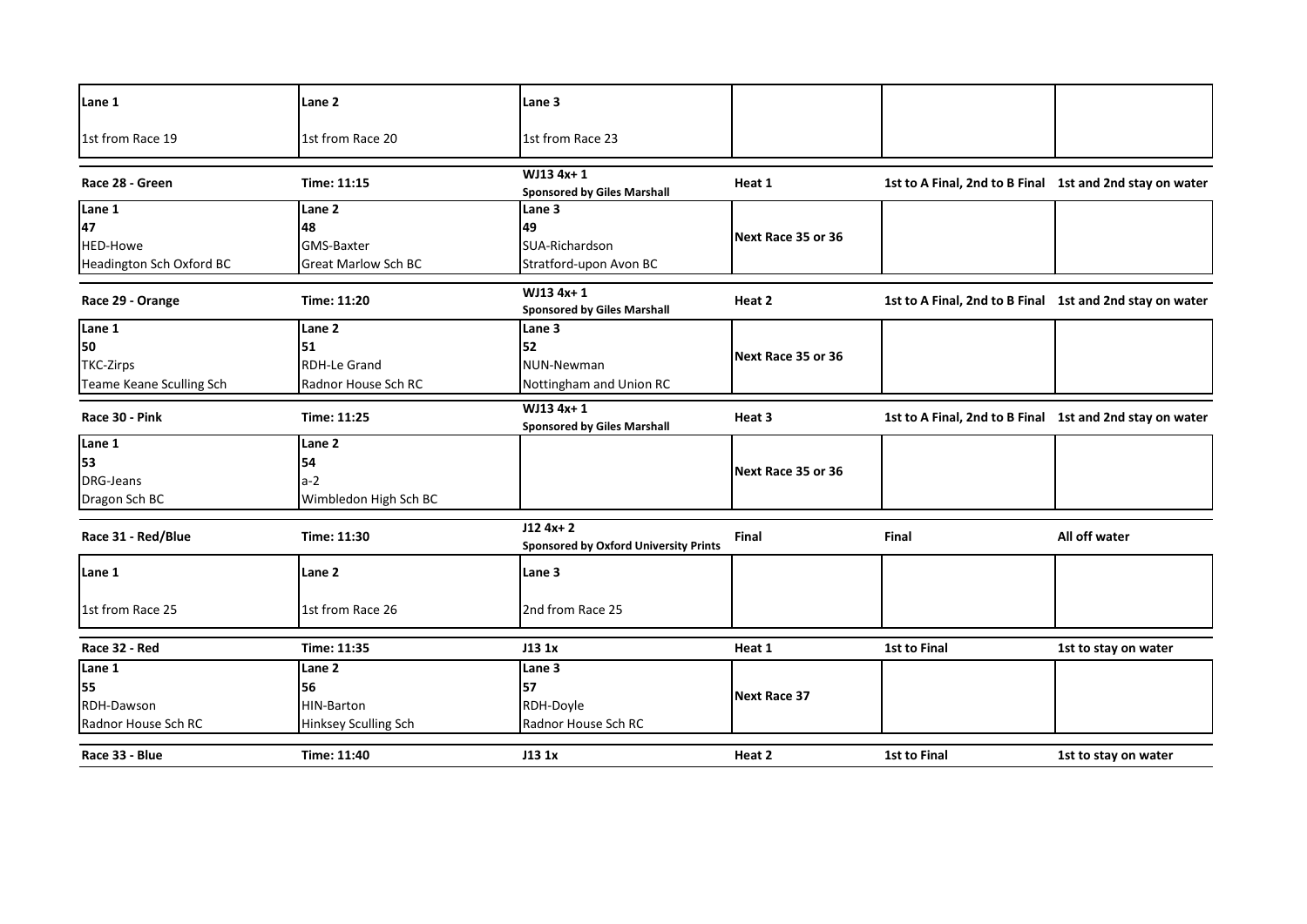| Lane 1 | Lane 2 | Lane 3 | | | |
|---|---|---|---|---|---|
| 1st from Race 19 | 1st from Race 20 | 1st from Race 23 | | | |

| **Race 28 - Green** | **Time: 11:15** | **WJ13 4x+ 1** **Sponsored by Giles Marshall** | **Heat 1** | **1st to A Final, 2nd to B Final** | **1st and 2nd stay on water** |
|---|---|---|---|---|---|
| **Lane 1** | **Lane 2** | **Lane 3** | | | |
| **47** | **48** | **49** | Next Race 35 or 36 | | |
| HED-Howe | GMS-Baxter | SUA-Richardson | | | |
| Headington Sch Oxford BC | Great Marlow Sch BC | Stratford-upon Avon BC | | | |

| **Race 29 - Orange** | **Time: 11:20** | **WJ13 4x+ 1** **Sponsored by Giles Marshall** | **Heat 2** | **1st to A Final, 2nd to B Final** | **1st and 2nd stay on water** |
|---|---|---|---|---|---|
| **Lane 1** | **Lane 2** | **Lane 3** | | | |
| **50** | **51** | **52** | Next Race 35 or 36 | | |
| TKC-Zirps | RDH-Le Grand | NUN-Newman | | | |
| Teame Keane Sculling Sch | Radnor House Sch RC | Nottingham and Union RC | | | |

| **Race 30 - Pink** | **Time: 11:25** | **WJ13 4x+ 1** **Sponsored by Giles Marshall** | **Heat 3** | **1st to A Final, 2nd to B Final** | **1st and 2nd stay on water** |
|---|---|---|---|---|---|
| **Lane 1** | **Lane 2** | | | | |
| **53** | **54** | | Next Race 35 or 36 | | |
| DRG-Jeans | a-2 | | | | |
| Dragon Sch BC | Wimbledon High Sch BC | | | | |

| **Race 31 - Red/Blue** | **Time: 11:30** | **J12 4x+ 2** **Sponsored by Oxford University Prints** | **Final** | **Final** | **All off water** |
|---|---|---|---|---|---|
| **Lane 1** | **Lane 2** | **Lane 3** | | | |
| 1st from Race 25 | 1st from Race 26 | 2nd from Race 25 | | | |

| **Race 32 - Red** | **Time: 11:35** | **J13 1x** | **Heat 1** | **1st to Final** | **1st to stay on water** |
|---|---|---|---|---|---|
| **Lane 1** | **Lane 2** | **Lane 3** | | | |
| **55** | **56** | **57** | Next Race 37 | | |
| RDH-Dawson | HIN-Barton | RDH-Doyle | | | |
| Radnor House Sch RC | Hinksey Sculling Sch | Radnor House Sch RC | | | |

| **Race 33 - Blue** | **Time: 11:40** | **J13 1x** | **Heat 2** | **1st to Final** | **1st to stay on water** |
|---|---|---|---|---|---|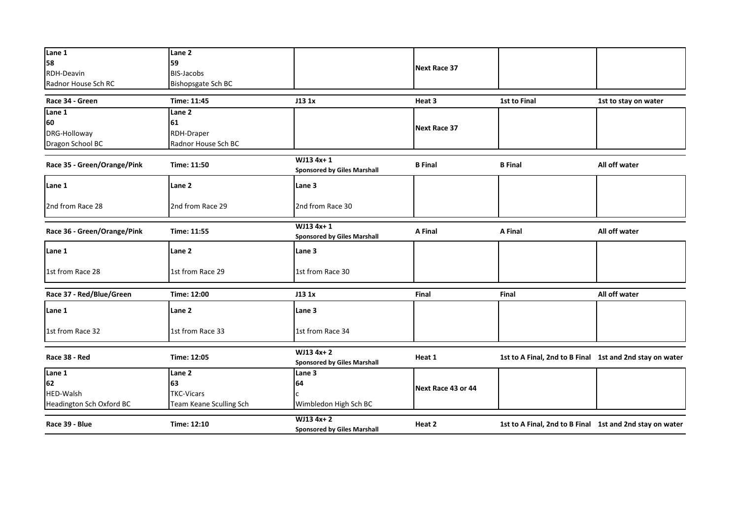| Lane 1 | Lane 2 | | | | |
|---|---|---|---|---|---|
| 58<br>RDH-Deavin<br>Radnor House Sch RC | 59<br>BIS-Jacobs<br>Bishopsgate Sch BC | | Next Race 37 | | |

| Race 34 - Green | Time: 11:45 | J13 1x | Heat 3 | 1st to Final | 1st to stay on water |
|---|---|---|---|---|---|
| **Lane 1**<br>**60**<br>DRG-Holloway<br>Dragon School BC | **Lane 2**<br>**61**<br>RDH-Draper<br>Radnor House Sch BC | | Next Race 37 | | |

| Race 35 - Green/Orange/Pink | Time: 11:50 | WJ13 4x+ 1<br>Sponsored by Giles Marshall | B Final | B Final | All off water |
|---|---|---|---|---|---|
| **Lane 1** | **Lane 2** | **Lane 3** | | | |
| 2nd from Race 28 | 2nd from Race 29 | 2nd from Race 30 | | | |

| Race 36 - Green/Orange/Pink | Time: 11:55 | WJ13 4x+ 1<br>Sponsored by Giles Marshall | A Final | A Final | All off water |
|---|---|---|---|---|---|
| **Lane 1** | **Lane 2** | **Lane 3** | | | |
| 1st from Race 28 | 1st from Race 29 | 1st from Race 30 | | | |

| Race 37 - Red/Blue/Green | Time: 12:00 | J13 1x | Final | Final | All off water |
|---|---|---|---|---|---|
| **Lane 1** | **Lane 2** | **Lane 3** | | | |
| 1st from Race 32 | 1st from Race 33 | 1st from Race 34 | | | |

| Race 38 - Red | Time: 12:05 | WJ13 4x+ 2<br>Sponsored by Giles Marshall | Heat 1 | 1st to A Final, 2nd to B Final | 1st and 2nd stay on water |
|---|---|---|---|---|---|
| **Lane 1**<br>**62**<br>HED-Walsh<br>Headington Sch Oxford BC | **Lane 2**<br>**63**<br>TKC-Vicars<br>Team Keane Sculling Sch | **Lane 3**<br>**64**<br>c<br>Wimbledon High Sch BC | Next Race 43 or 44 | | |

| Race 39 - Blue | Time: 12:10 | WJ13 4x+ 2<br>Sponsored by Giles Marshall | Heat 2 | 1st to A Final, 2nd to B Final | 1st and 2nd stay on water |
|---|---|---|---|---|---|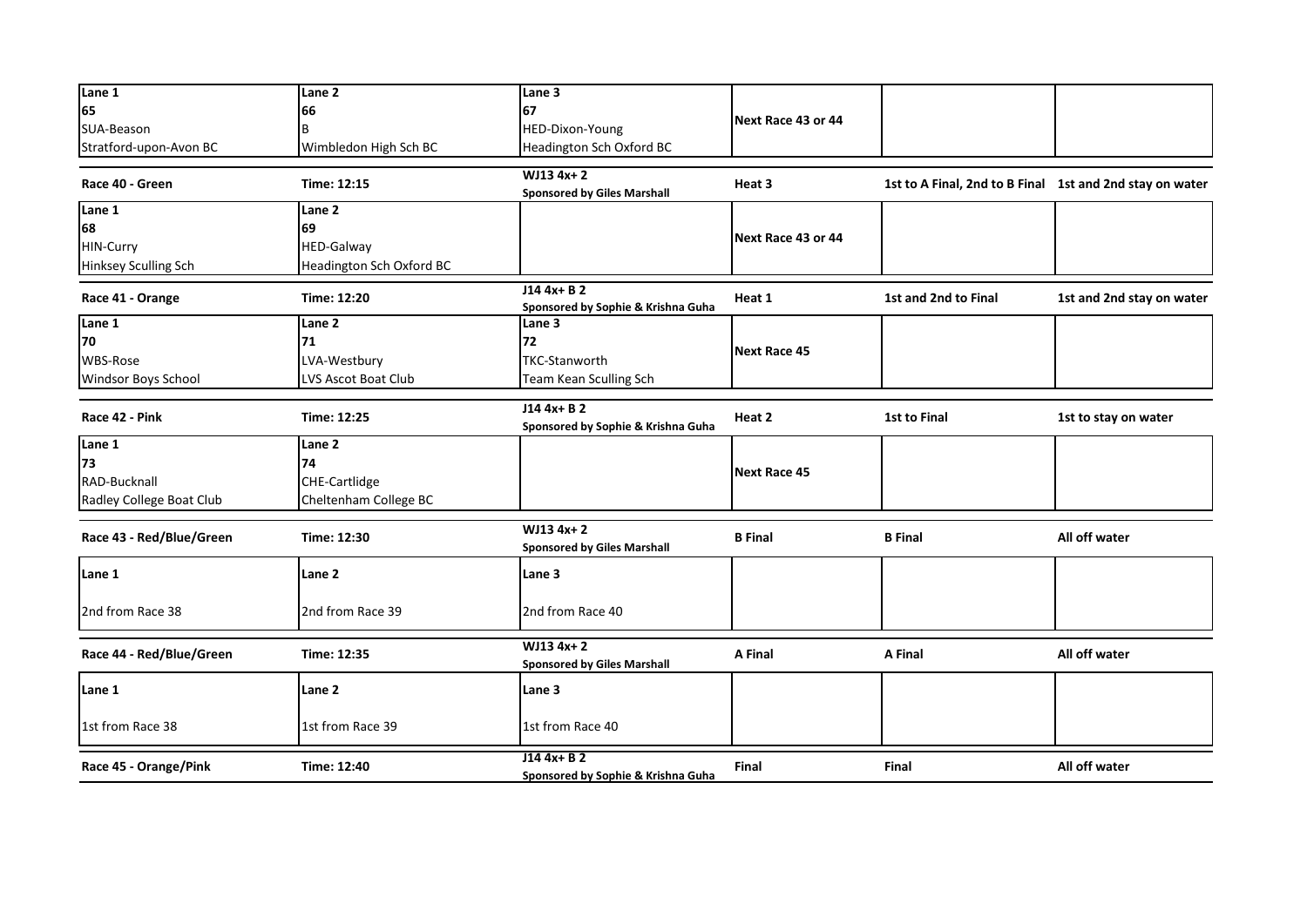| Lane 1 | Lane 2 | Lane 3 | | | |
|---|---|---|---|---|---|
| 65 | 66 | 67 | Next Race 43 or 44 | | |
| SUA-Beason | B | HED-Dixon-Young | | | |
| Stratford-upon-Avon BC | Wimbledon High Sch BC | Headington Sch Oxford BC | | | |

| **Race 40 - Green** | **Time: 12:15** | **WJ13 4x+ 2** **Sponsored by Giles Marshall** | **Heat 3** | **1st to A Final, 2nd to B Final** | **1st and 2nd stay on water** |
|---|---|---|---|---|---|
| **Lane 1** | **Lane 2** | | | | |
| **68** | **69** | | Next Race 43 or 44 | | |
| HIN-Curry | HED-Galway | | | | |
| Hinksey Sculling Sch | Headington Sch Oxford BC | | | | |

| **Race 41 - Orange** | **Time: 12:20** | **J14 4x+ B 2** **Sponsored by Sophie & Krishna Guha** | **Heat 1** | **1st and 2nd to Final** | **1st and 2nd stay on water** |
|---|---|---|---|---|---|
| **Lane 1** | **Lane 2** | **Lane 3** | | | |
| **70** | **71** | **72** | Next Race 45 | | |
| WBS-Rose | LVA-Westbury | TKC-Stanworth | | | |
| Windsor Boys School | LVS Ascot Boat Club | Team Kean Sculling Sch | | | |

| **Race 42 - Pink** | **Time: 12:25** | **J14 4x+ B 2** **Sponsored by Sophie & Krishna Guha** | **Heat 2** | **1st to Final** | **1st to stay on water** |
|---|---|---|---|---|---|
| **Lane 1** | **Lane 2** | | | | |
| **73** | **74** | | Next Race 45 | | |
| RAD-Bucknall | CHE-Cartlidge | | | | |
| Radley College Boat Club | Cheltenham College BC | | | | |

| **Race 43 - Red/Blue/Green** | **Time: 12:30** | **WJ13 4x+ 2** **Sponsored by Giles Marshall** | **B Final** | **B Final** | **All off water** |
|---|---|---|---|---|---|
| **Lane 1** | **Lane 2** | **Lane 3** | | | |
| 2nd from Race 38 | 2nd from Race 39 | 2nd from Race 40 | | | |

| **Race 44 - Red/Blue/Green** | **Time: 12:35** | **WJ13 4x+ 2** **Sponsored by Giles Marshall** | **A Final** | **A Final** | **All off water** |
|---|---|---|---|---|---|
| **Lane 1** | **Lane 2** | **Lane 3** | | | |
| 1st from Race 38 | 1st from Race 39 | 1st from Race 40 | | | |

| **Race 45 - Orange/Pink** | **Time: 12:40** | **J14 4x+ B 2** **Sponsored by Sophie & Krishna Guha** | **Final** | **Final** | **All off water** |
|---|---|---|---|---|---|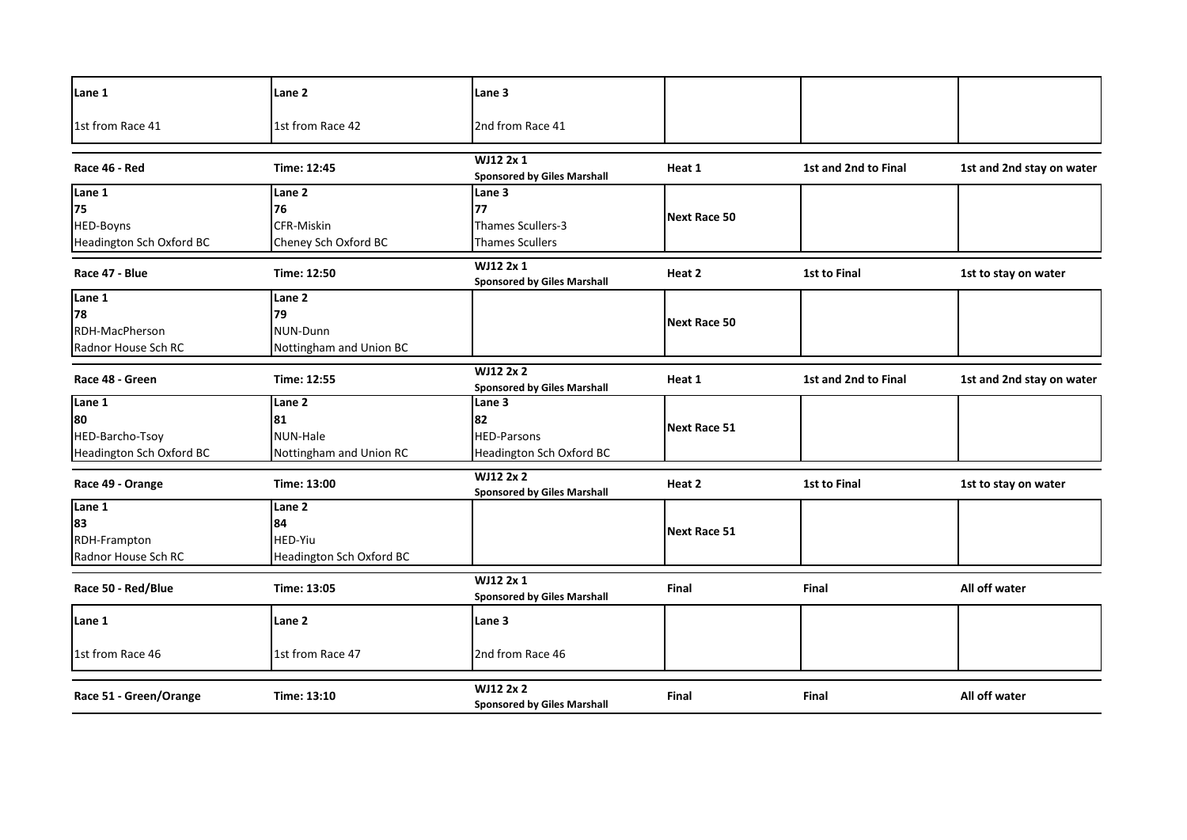| Lane 1 | Lane 2 | Lane 3 | | | |
|---|---|---|---|---|---|
| 1st from Race 41 | 1st from Race 42 | 2nd from Race 41 | | | |

| Race 46 - Red | Time: 12:45 | WJ12 2x 1<br>Sponsored by Giles Marshall | Heat 1 | 1st and 2nd to Final | 1st and 2nd stay on water |
|---|---|---|---|---|---|
| Lane 1<br>75<br>HED-Boyns<br>Headington Sch Oxford BC | Lane 2<br>76<br>CFR-Miskin<br>Cheney Sch Oxford BC | Lane 3<br>77<br>Thames Scullers-3<br>Thames Scullers | Next Race 50 | | |

| Race 47 - Blue | Time: 12:50 | WJ12 2x 1<br>Sponsored by Giles Marshall | Heat 2 | 1st to Final | 1st to stay on water |
|---|---|---|---|---|---|
| Lane 1<br>78<br>RDH-MacPherson<br>Radnor House Sch RC | Lane 2<br>79<br>NUN-Dunn<br>Nottingham and Union BC | | Next Race 50 | | |

| Race 48 - Green | Time: 12:55 | WJ12 2x 2<br>Sponsored by Giles Marshall | Heat 1 | 1st and 2nd to Final | 1st and 2nd stay on water |
|---|---|---|---|---|---|
| Lane 1<br>80<br>HED-Barcho-Tsoy<br>Headington Sch Oxford BC | Lane 2<br>81<br>NUN-Hale<br>Nottingham and Union RC | Lane 3<br>82<br>HED-Parsons<br>Headington Sch Oxford BC | Next Race 51 | | |

| Race 49 - Orange | Time: 13:00 | WJ12 2x 2<br>Sponsored by Giles Marshall | Heat 2 | 1st to Final | 1st to stay on water |
|---|---|---|---|---|---|
| Lane 1<br>83<br>RDH-Frampton<br>Radnor House Sch RC | Lane 2<br>84<br>HED-Yiu<br>Headington Sch Oxford BC | | Next Race 51 | | |

| Race 50 - Red/Blue | Time: 13:05 | WJ12 2x 1<br>Sponsored by Giles Marshall | Final | Final | All off water |
|---|---|---|---|---|---|
| Lane 1<br><br>1st from Race 46 | Lane 2<br><br>1st from Race 47 | Lane 3<br><br>2nd from Race 46 | | | |

| Race 51 - Green/Orange | Time: 13:10 | WJ12 2x 2<br>Sponsored by Giles Marshall | Final | Final | All off water |
|---|---|---|---|---|---|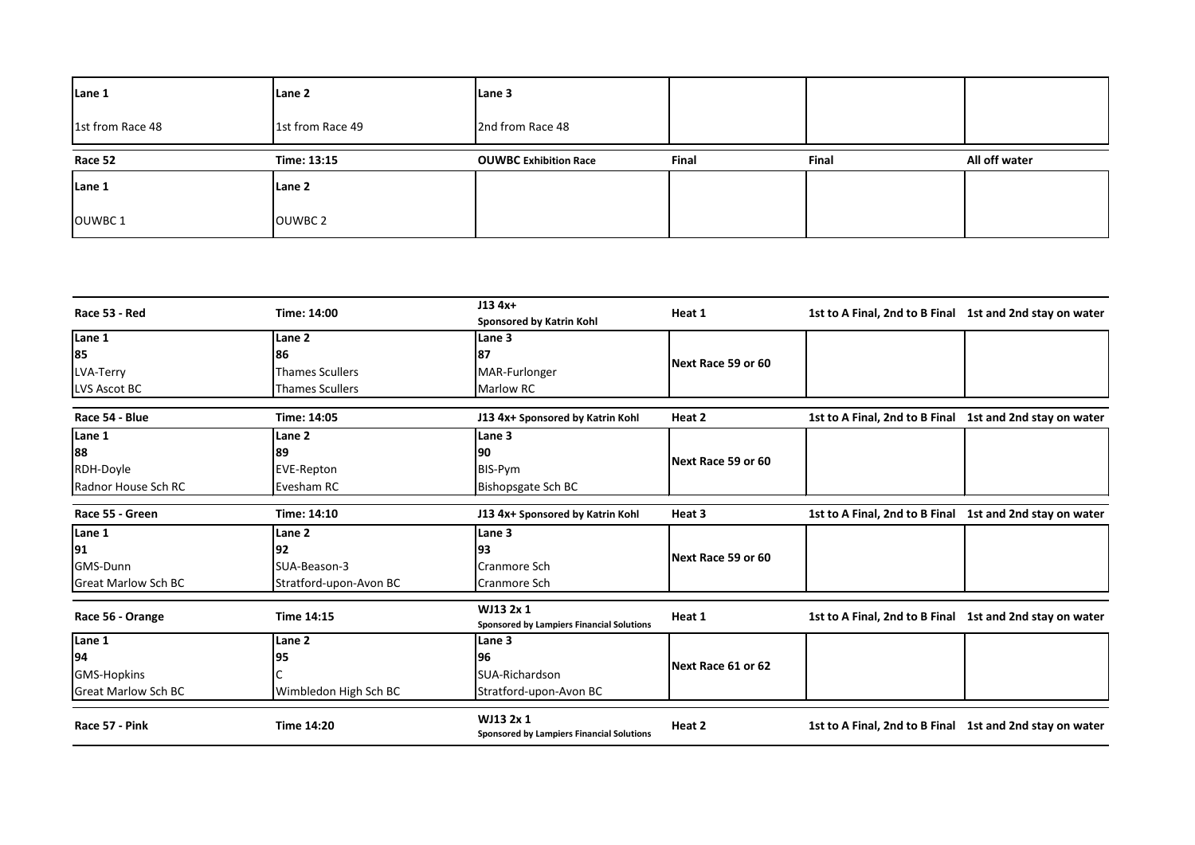| Lane 1 | Lane 2 | Lane 3 | | | |
|---|---|---|---|---|---|
| 1st from Race 48 | 1st from Race 49 | 2nd from Race 48 | | | |

| Race 52 | Time: 13:15 | OUWBC Exhibition Race | Final | Final | All off water |
|---|---|---|---|---|---|
| Lane 1 | Lane 2 | | | | |
| OUWBC 1 | OUWBC 2 | | | | |

| Race 53 - Red | Time: 14:00 | J13 4x+ Sponsored by Katrin Kohl | Heat 1 | 1st to A Final, 2nd to B Final | 1st and 2nd stay on water |
|---|---|---|---|---|---|
| Lane 1 | Lane 2 | Lane 3 | Next Race 59 or 60 | | |
| 85 | 86 | 87 | | | |
| LVA-Terry | Thames Scullers | MAR-Furlonger | | | |
| LVS Ascot BC | Thames Scullers | Marlow RC | | | |

| Race 54 - Blue | Time: 14:05 | J13 4x+ Sponsored by Katrin Kohl | Heat 2 | 1st to A Final, 2nd to B Final | 1st and 2nd stay on water |
|---|---|---|---|---|---|
| Lane 1 | Lane 2 | Lane 3 | Next Race 59 or 60 | | |
| 88 | 89 | 90 | | | |
| RDH-Doyle | EVE-Repton | BIS-Pym | | | |
| Radnor House Sch RC | Evesham RC | Bishopsgate Sch BC | | | |

| Race 55 - Green | Time: 14:10 | J13 4x+ Sponsored by Katrin Kohl | Heat 3 | 1st to A Final, 2nd to B Final | 1st and 2nd stay on water |
|---|---|---|---|---|---|
| Lane 1 | Lane 2 | Lane 3 | Next Race 59 or 60 | | |
| 91 | 92 | 93 | | | |
| GMS-Dunn | SUA-Beason-3 | Cranmore Sch | | | |
| Great Marlow Sch BC | Stratford-upon-Avon BC | Cranmore Sch | | | |

| Race 56 - Orange | Time 14:15 | WJ13 2x 1 Sponsored by Lampiers Financial Solutions | Heat 1 | 1st to A Final, 2nd to B Final | 1st and 2nd stay on water |
|---|---|---|---|---|---|
| Lane 1 | Lane 2 | Lane 3 | Next Race 61 or 62 | | |
| 94 | 95 | 96 | | | |
| GMS-Hopkins | C | SUA-Richardson | | | |
| Great Marlow Sch BC | Wimbledon High Sch BC | Stratford-upon-Avon BC | | | |

| Race 57 - Pink | Time 14:20 | WJ13 2x 1 Sponsored by Lampiers Financial Solutions | Heat 2 | 1st to A Final, 2nd to B Final | 1st and 2nd stay on water |
|---|---|---|---|---|---|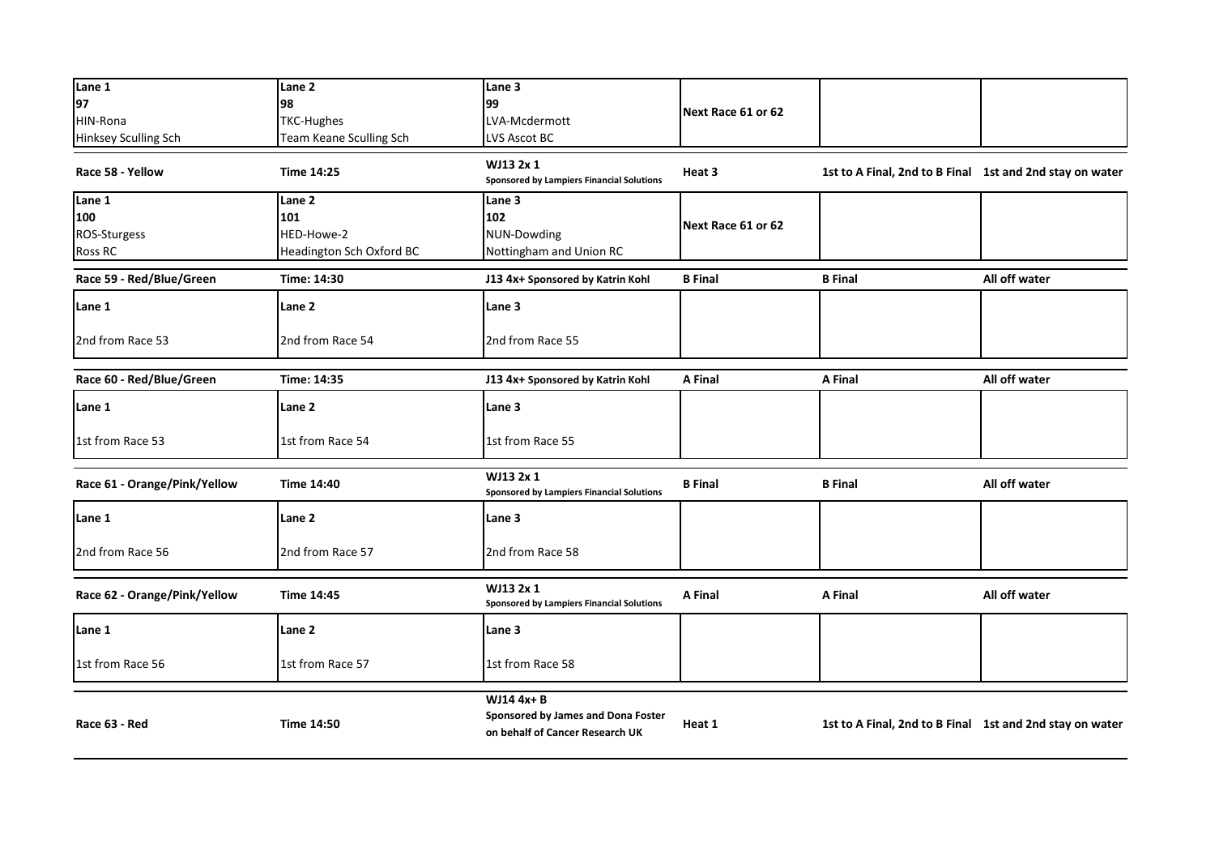| Lane 1 | Lane 2 | Lane 3 | | | |
|---|---|---|---|---|---|
| 97<br>HIN-Rona<br>Hinksey Sculling Sch | 98<br>TKC-Hughes<br>Team Keane Sculling Sch | 99<br>LVA-Mcdermott<br>LVS Ascot BC | Next Race 61 or 62 | | |

| Race 58 - Yellow | Time 14:25 | WJ13 2x 1<br>Sponsored by Lampiers Financial Solutions | Heat 3 | 1st to A Final, 2nd to B Final | 1st and 2nd stay on water |
|---|---|---|---|---|---|
| Lane 1 | Lane 2 | Lane 3 | | | |
| 100<br>ROS-Sturgess<br>Ross RC | 101<br>HED-Howe-2<br>Headington Sch Oxford BC | 102<br>NUN-Dowding<br>Nottingham and Union RC | Next Race 61 or 62 | | |

| Race 59 - Red/Blue/Green | Time: 14:30 | J13 4x+ Sponsored by Katrin Kohl | B Final | B Final | All off water |
|---|---|---|---|---|---|
| Lane 1 | Lane 2 | Lane 3 | | | |
| 2nd from Race 53 | 2nd from Race 54 | 2nd from Race 55 | | | |

| Race 60 - Red/Blue/Green | Time: 14:35 | J13 4x+ Sponsored by Katrin Kohl | A Final | A Final | All off water |
|---|---|---|---|---|---|
| Lane 1 | Lane 2 | Lane 3 | | | |
| 1st from Race 53 | 1st from Race 54 | 1st from Race 55 | | | |

| Race 61 - Orange/Pink/Yellow | Time 14:40 | WJ13 2x 1<br>Sponsored by Lampiers Financial Solutions | B Final | B Final | All off water |
|---|---|---|---|---|---|
| Lane 1 | Lane 2 | Lane 3 | | | |
| 2nd from Race 56 | 2nd from Race 57 | 2nd from Race 58 | | | |

| Race 62 - Orange/Pink/Yellow | Time 14:45 | WJ13 2x 1<br>Sponsored by Lampiers Financial Solutions | A Final | A Final | All off water |
|---|---|---|---|---|---|
| Lane 1 | Lane 2 | Lane 3 | | | |
| 1st from Race 56 | 1st from Race 57 | 1st from Race 58 | | | |

| Race 63 - Red | Time 14:50 | WJ14 4x+ B<br>Sponsored by James and Dona Foster on behalf of Cancer Research UK | Heat 1 | 1st to A Final, 2nd to B Final | 1st and 2nd stay on water |
|---|---|---|---|---|---|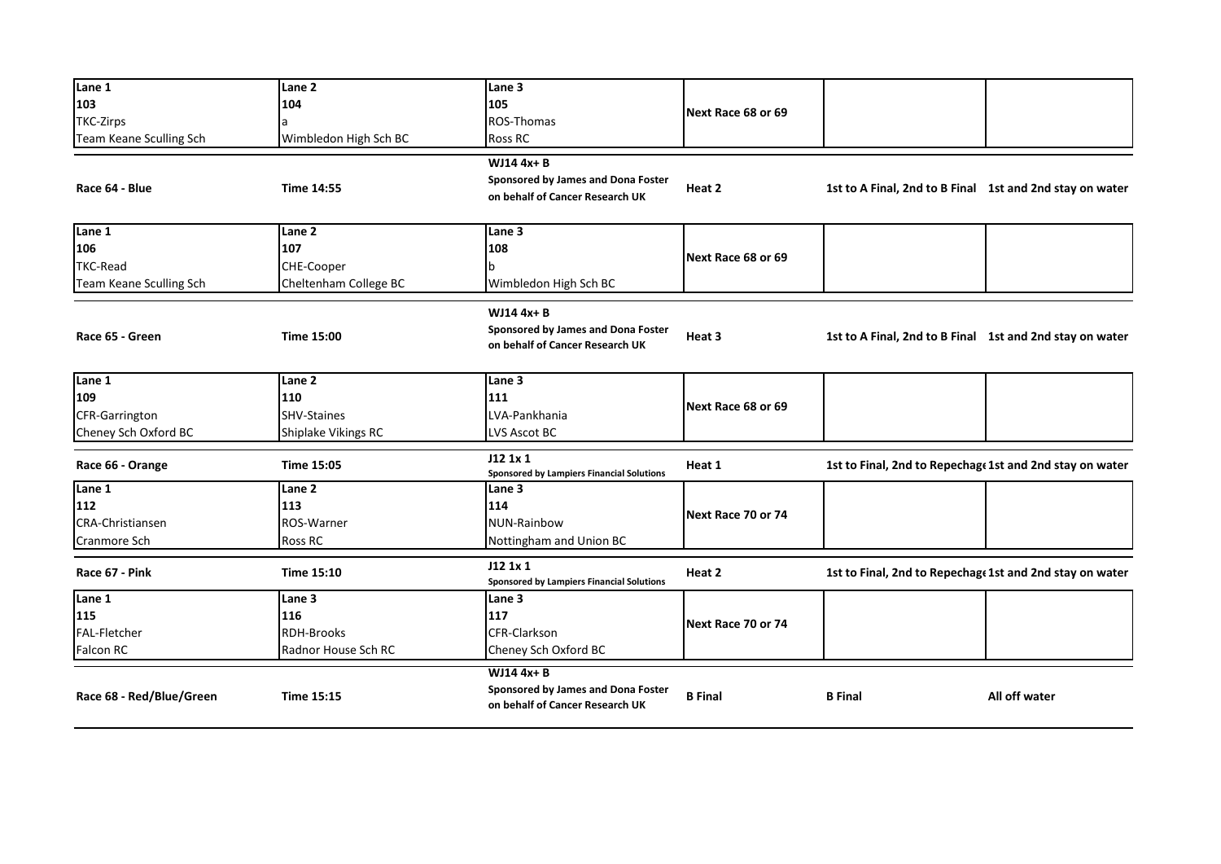| Lane 1 | Lane 2 | Lane 3 | | | |
|---|---|---|---|---|---|
| 103 | 104 | 105 | Next Race 68 or 69 | | |
| TKC-Zirps | a | ROS-Thomas | | | |
| Team Keane Sculling Sch | Wimbledon High Sch BC | Ross RC | | | |

| Race 64 - Blue | Time 14:55 | WJ14 4x+ B<br>Sponsored by James and Dona Foster on behalf of Cancer Research UK | Heat 2 | 1st to A Final, 2nd to B Final | 1st and 2nd stay on water |
|---|---|---|---|---|---|

| Lane 1 | Lane 2 | Lane 3 | | | |
|---|---|---|---|---|---|
| 106 | 107 | 108 | Next Race 68 or 69 | | |
| TKC-Read | CHE-Cooper | b | | | |
| Team Keane Sculling Sch | Cheltenham College BC | Wimbledon High Sch BC | | | |

| Race 65 - Green | Time 15:00 | WJ14 4x+ B<br>Sponsored by James and Dona Foster on behalf of Cancer Research UK | Heat 3 | 1st to A Final, 2nd to B Final | 1st and 2nd stay on water |
|---|---|---|---|---|---|

| Lane 1 | Lane 2 | Lane 3 | | | |
|---|---|---|---|---|---|
| 109 | 110 | 111 | Next Race 68 or 69 | | |
| CFR-Garrington | SHV-Staines | LVA-Pankhania | | | |
| Cheney Sch Oxford BC | Shiplake Vikings RC | LVS Ascot BC | | | |

| Race 66 - Orange | Time 15:05 | J12 1x 1<br>Sponsored by Lampiers Financial Solutions | Heat 1 | 1st to Final, 2nd to Repechage | 1st and 2nd stay on water |
|---|---|---|---|---|---|

| Lane 1 | Lane 2 | Lane 3 | | | |
|---|---|---|---|---|---|
| 112 | 113 | 114 | Next Race 70 or 74 | | |
| CRA-Christiansen | ROS-Warner | NUN-Rainbow | | | |
| Cranmore Sch | Ross RC | Nottingham and Union BC | | | |

| Race 67 - Pink | Time 15:10 | J12 1x 1<br>Sponsored by Lampiers Financial Solutions | Heat 2 | 1st to Final, 2nd to Repechage | 1st and 2nd stay on water |
|---|---|---|---|---|---|

| Lane 1 | Lane 3 | Lane 3 | | | |
|---|---|---|---|---|---|
| 115 | 116 | 117 | Next Race 70 or 74 | | |
| FAL-Fletcher | RDH-Brooks | CFR-Clarkson | | | |
| Falcon RC | Radnor House Sch RC | Cheney Sch Oxford BC | | | |

| Race 68 - Red/Blue/Green | Time 15:15 | WJ14 4x+ B<br>Sponsored by James and Dona Foster on behalf of Cancer Research UK | B Final | B Final | All off water |
|---|---|---|---|---|---|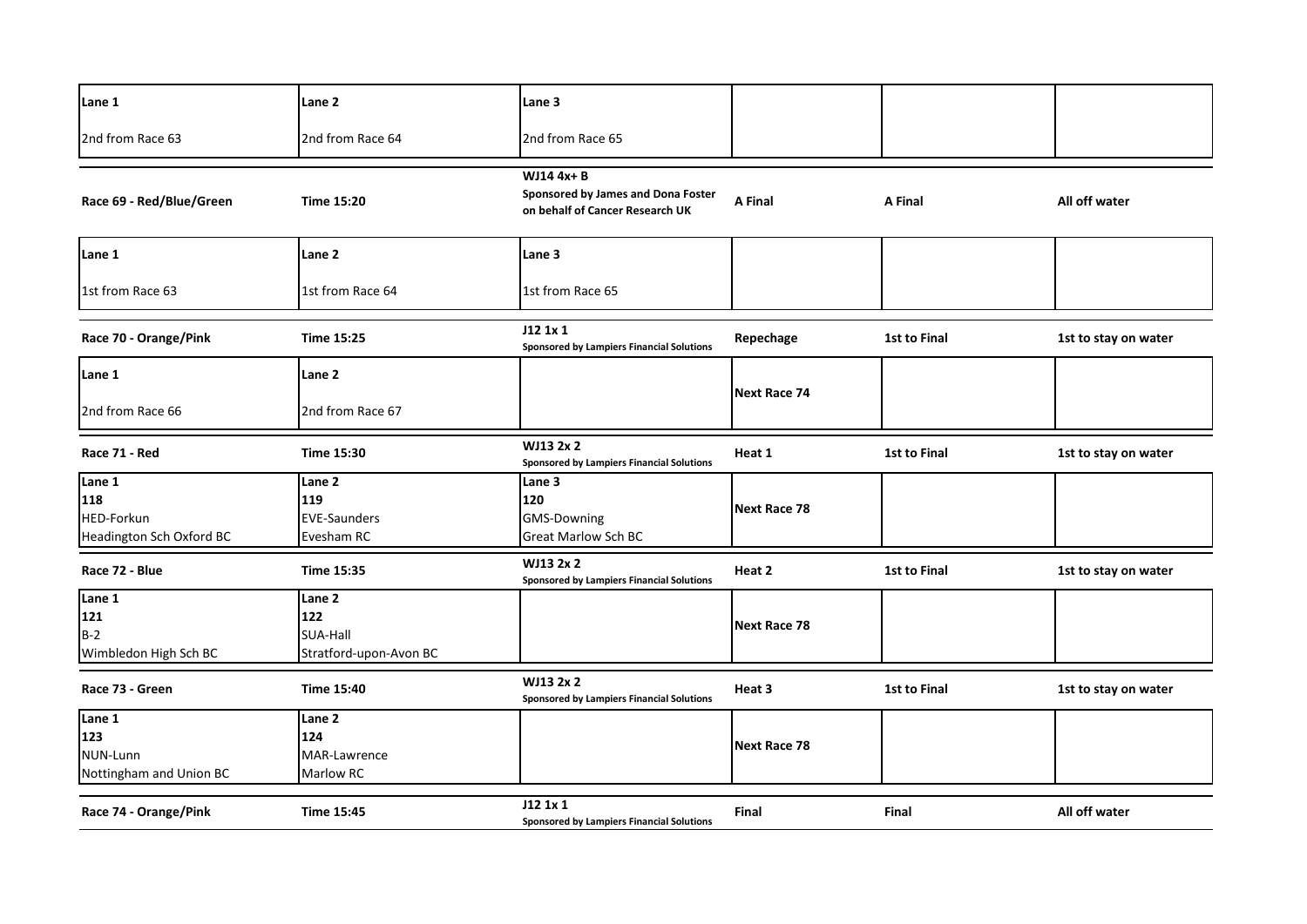| Lane 1 | Lane 2 | Lane 3 | | | |
|---|---|---|---|---|---|
| 2nd from Race 63 | 2nd from Race 64 | 2nd from Race 65 | | | |

| **Race 69 - Red/Blue/Green** | **Time 15:20** | **WJ14 4x+ B**<br>**Sponsored by James and Dona Foster on behalf of Cancer Research UK** | **A Final** | **A Final** | **All off water** |
|---|---|---|---|---|---|
| **Lane 1**<br>1st from Race 63 | **Lane 2**<br>1st from Race 64 | **Lane 3**<br>1st from Race 65 | | | |

| **Race 70 - Orange/Pink** | **Time 15:25** | **J12 1x 1**<br>**Sponsored by Lampiers Financial Solutions** | **Repechage** | **1st to Final** | **1st to stay on water** |
|---|---|---|---|---|---|
| **Lane 1**<br>2nd from Race 66 | **Lane 2**<br>2nd from Race 67 | | **Next Race 74** | | |

| **Race 71 - Red** | **Time 15:30** | **WJ13 2x 2**<br>**Sponsored by Lampiers Financial Solutions** | **Heat 1** | **1st to Final** | **1st to stay on water** |
|---|---|---|---|---|---|
| **Lane 1**<br>**118**<br>HED-Forkun<br>Headington Sch Oxford BC | **Lane 2**<br>**119**<br>EVE-Saunders<br>Evesham RC | **Lane 3**<br>**120**<br>GMS-Downing<br>Great Marlow Sch BC | **Next Race 78** | | |

| **Race 72 - Blue** | **Time 15:35** | **WJ13 2x 2**<br>**Sponsored by Lampiers Financial Solutions** | **Heat 2** | **1st to Final** | **1st to stay on water** |
|---|---|---|---|---|---|
| **Lane 1**<br>**121**<br>B-2<br>Wimbledon High Sch BC | **Lane 2**<br>**122**<br>SUA-Hall<br>Stratford-upon-Avon BC | | **Next Race 78** | | |

| **Race 73 - Green** | **Time 15:40** | **WJ13 2x 2**<br>**Sponsored by Lampiers Financial Solutions** | **Heat 3** | **1st to Final** | **1st to stay on water** |
|---|---|---|---|---|---|
| **Lane 1**<br>**123**<br>NUN-Lunn<br>Nottingham and Union BC | **Lane 2**<br>**124**<br>MAR-Lawrence<br>Marlow RC | | **Next Race 78** | | |

| **Race 74 - Orange/Pink** | **Time 15:45** | **J12 1x 1**<br>**Sponsored by Lampiers Financial Solutions** | **Final** | **Final** | **All off water** |
|---|---|---|---|---|---|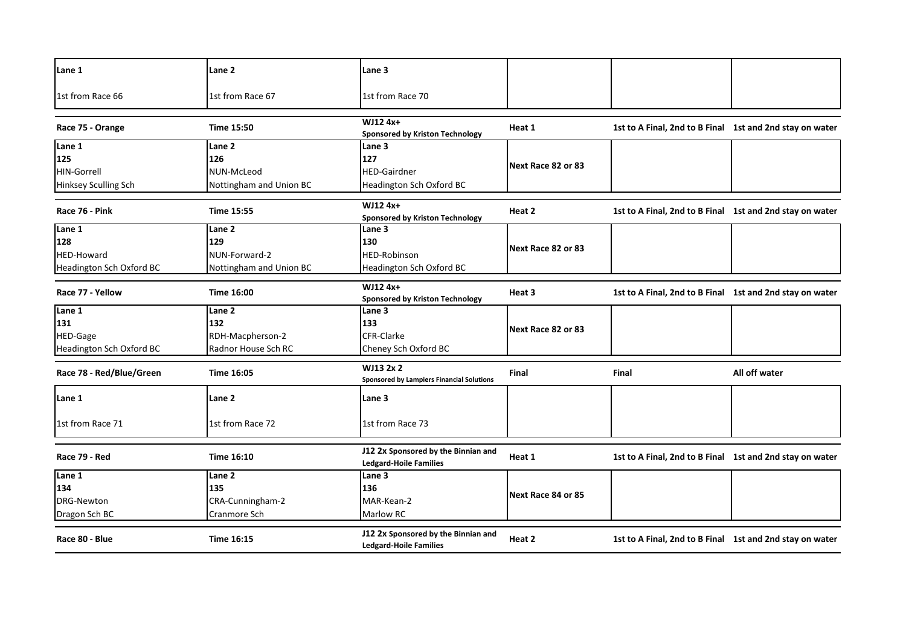| Lane 1 | Lane 2 | Lane 3 | | | |
|---|---|---|---|---|---|
| 1st from Race 66 | 1st from Race 67 | 1st from Race 70 | | | |

| Race 75 - Orange | Time 15:50 | WJ12 4x+ Sponsored by Kriston Technology | Heat 1 | 1st to A Final, 2nd to B Final | 1st and 2nd stay on water |
|---|---|---|---|---|---|
| Lane 1<br>125<br>HIN-Gorrell<br>Hinksey Sculling Sch | Lane 2<br>126<br>NUN-McLeod<br>Nottingham and Union BC | Lane 3<br>127<br>HED-Gairdner<br>Headington Sch Oxford BC | Next Race 82 or 83 | | |

| Race 76 - Pink | Time 15:55 | WJ12 4x+ Sponsored by Kriston Technology | Heat 2 | 1st to A Final, 2nd to B Final | 1st and 2nd stay on water |
|---|---|---|---|---|---|
| Lane 1<br>128<br>HED-Howard<br>Headington Sch Oxford BC | Lane 2<br>129<br>NUN-Forward-2<br>Nottingham and Union BC | Lane 3<br>130<br>HED-Robinson<br>Headington Sch Oxford BC | Next Race 82 or 83 | | |

| Race 77 - Yellow | Time 16:00 | WJ12 4x+ Sponsored by Kriston Technology | Heat 3 | 1st to A Final, 2nd to B Final | 1st and 2nd stay on water |
|---|---|---|---|---|---|
| Lane 1<br>131<br>HED-Gage<br>Headington Sch Oxford BC | Lane 2<br>132<br>RDH-Macpherson-2<br>Radnor House Sch RC | Lane 3<br>133<br>CFR-Clarke<br>Cheney Sch Oxford BC | Next Race 82 or 83 | | |

| Race 78 - Red/Blue/Green | Time 16:05 | WJ13 2x 2 Sponsored by Lampiers Financial Solutions | Final | Final | All off water |
|---|---|---|---|---|---|
| Lane 1<br>1st from Race 71 | Lane 2<br>1st from Race 72 | Lane 3<br>1st from Race 73 | | | |

| Race 79 - Red | Time 16:10 | J12 2x Sponsored by the Binnian and Ledgard-Hoile Families | Heat 1 | 1st to A Final, 2nd to B Final | 1st and 2nd stay on water |
|---|---|---|---|---|---|
| Lane 1<br>134<br>DRG-Newton<br>Dragon Sch BC | Lane 2<br>135<br>CRA-Cunningham-2<br>Cranmore Sch | Lane 3<br>136<br>MAR-Kean-2<br>Marlow RC | Next Race 84 or 85 | | |

| Race 80 - Blue | Time 16:15 | J12 2x Sponsored by the Binnian and Ledgard-Hoile Families | Heat 2 | 1st to A Final, 2nd to B Final | 1st and 2nd stay on water |
|---|---|---|---|---|---|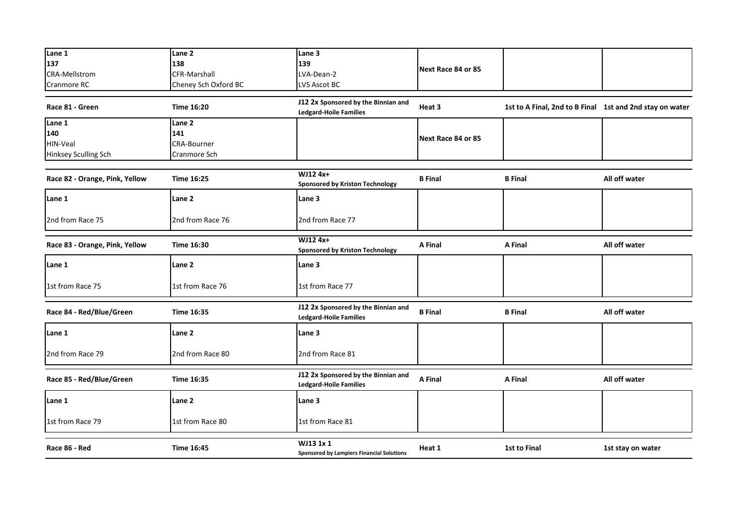| Lane 1 | Lane 2 | Lane 3 | | | |
|---|---|---|---|---|---|
| 137 | 138 | 139 | Next Race 84 or 85 | | |
| CRA-Mellstrom | CFR-Marshall | LVA-Dean-2 | | | |
| Cranmore RC | Cheney Sch Oxford BC | LVS Ascot BC | | | |

| Race 81 - Green | Time 16:20 | J12 2x Sponsored by the Binnian and Ledgard-Hoile Families | Heat 3 | 1st to A Final, 2nd to B Final | 1st and 2nd stay on water |
|---|---|---|---|---|---|
| Lane 1 | Lane 2 | | | | |
| 140 | 141 | | Next Race 84 or 85 | | |
| HIN-Veal | CRA-Bourner | | | | |
| Hinksey Sculling Sch | Cranmore Sch | | | | |

| Race 82 - Orange, Pink, Yellow | Time 16:25 | WJ12 4x+ Sponsored by Kriston Technology | B Final | B Final | All off water |
|---|---|---|---|---|---|
| Lane 1 | Lane 2 | Lane 3 | | | |
| 2nd from Race 75 | 2nd from Race 76 | 2nd from Race 77 | | | |

| Race 83 - Orange, Pink, Yellow | Time 16:30 | WJ12 4x+ Sponsored by Kriston Technology | A Final | A Final | All off water |
|---|---|---|---|---|---|
| Lane 1 | Lane 2 | Lane 3 | | | |
| 1st from Race 75 | 1st from Race 76 | 1st from Race 77 | | | |

| Race 84 - Red/Blue/Green | Time 16:35 | J12 2x Sponsored by the Binnian and Ledgard-Hoile Families | B Final | B Final | All off water |
|---|---|---|---|---|---|
| Lane 1 | Lane 2 | Lane 3 | | | |
| 2nd from Race 79 | 2nd from Race 80 | 2nd from Race 81 | | | |

| Race 85 - Red/Blue/Green | Time 16:35 | J12 2x Sponsored by the Binnian and Ledgard-Hoile Families | A Final | A Final | All off water |
|---|---|---|---|---|---|
| Lane 1 | Lane 2 | Lane 3 | | | |
| 1st from Race 79 | 1st from Race 80 | 1st from Race 81 | | | |

| Race 86 - Red | Time 16:45 | WJ13 1x 1 Sponsored by Lampiers Financial Solutions | Heat 1 | 1st to Final | 1st stay on water |
|---|---|---|---|---|---|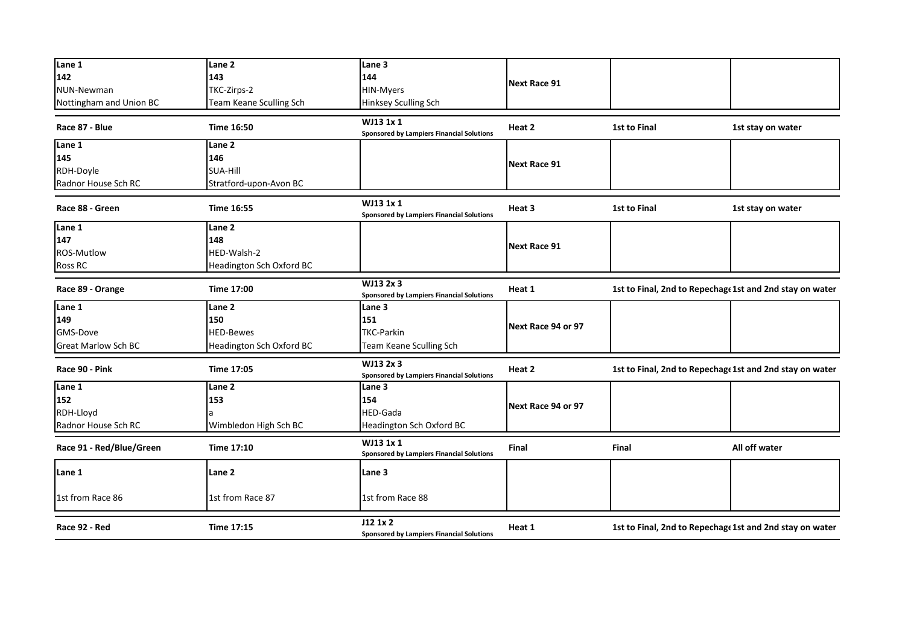| Lane 1 | Lane 2 | Lane 3 | | | |
|---|---|---|---|---|---|
| 142 | 143 | 144 | Next Race 91 | | |
| NUN-Newman | TKC-Zirps-2 | HIN-Myers | | | |
| Nottingham and Union BC | Team Keane Sculling Sch | Hinksey Sculling Sch | | | |

| Race 87 - Blue | Time 16:50 | WJ13 1x 1<br>**Sponsored by Lampiers Financial Solutions** | Heat 2 | 1st to Final | 1st stay on water |
|---|---|---|---|---|---|
| Lane 1 | Lane 2 | | | | |
| 145 | 146 | | Next Race 91 | | |
| RDH-Doyle | SUA-Hill | | | | |
| Radnor House Sch RC | Stratford-upon-Avon BC | | | | |

| Race 88 - Green | Time 16:55 | WJ13 1x 1<br>**Sponsored by Lampiers Financial Solutions** | Heat 3 | 1st to Final | 1st stay on water |
|---|---|---|---|---|---|
| Lane 1 | Lane 2 | | | | |
| 147 | 148 | | Next Race 91 | | |
| ROS-Mutlow | HED-Walsh-2 | | | | |
| Ross RC | Headington Sch Oxford BC | | | | |

| Race 89 - Orange | Time 17:00 | WJ13 2x 3<br>**Sponsored by Lampiers Financial Solutions** | Heat 1 | 1st to Final, 2nd to Repechage | 1st and 2nd stay on water |
|---|---|---|---|---|---|
| Lane 1 | Lane 2 | Lane 3 | | | |
| 149 | 150 | 151 | Next Race 94 or 97 | | |
| GMS-Dove | HED-Bewes | TKC-Parkin | | | |
| Great Marlow Sch BC | Headington Sch Oxford BC | Team Keane Sculling Sch | | | |

| Race 90 - Pink | Time 17:05 | WJ13 2x 3<br>**Sponsored by Lampiers Financial Solutions** | Heat 2 | 1st to Final, 2nd to Repechage | 1st and 2nd stay on water |
|---|---|---|---|---|---|
| Lane 1 | Lane 2 | Lane 3 | | | |
| 152 | 153 | 154 | Next Race 94 or 97 | | |
| RDH-Lloyd | a | HED-Gada | | | |
| Radnor House Sch RC | Wimbledon High Sch BC | Headington Sch Oxford BC | | | |

| Race 91 - Red/Blue/Green | Time 17:10 | WJ13 1x 1<br>**Sponsored by Lampiers Financial Solutions** | Final | Final | All off water |
|---|---|---|---|---|---|
| Lane 1 | Lane 2 | Lane 3 | | | |
| 1st from Race 86 | 1st from Race 87 | 1st from Race 88 | | | |

| Race 92 - Red | Time 17:15 | J12 1x 2<br>**Sponsored by Lampiers Financial Solutions** | Heat 1 | 1st to Final, 2nd to Repechage | 1st and 2nd stay on water |
|---|---|---|---|---|---|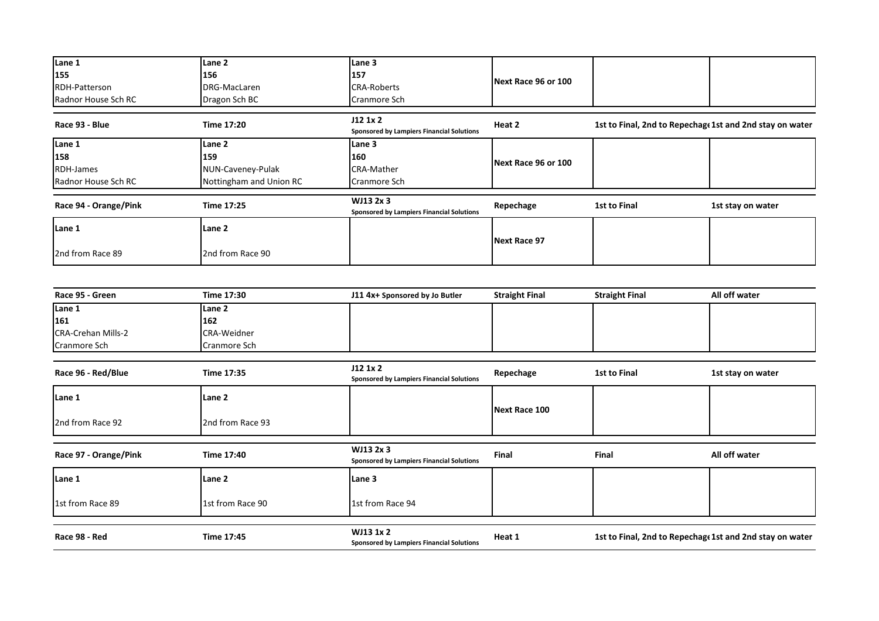| Lane 1 | Lane 2 | Lane 3 | | | |
|---|---|---|---|---|---|
| 155 | 156 | 157 | Next Race 96 or 100 | | |
| RDH-Patterson | DRG-MacLaren | CRA-Roberts | | | |
| Radnor House Sch RC | Dragon Sch BC | Cranmore Sch | | | |

| Race 93 - Blue | Time 17:20 | J12 1x 2 Sponsored by Lampiers Financial Solutions | Heat 2 | 1st to Final, 2nd to Repechage | 1st and 2nd stay on water |
|---|---|---|---|---|---|
| Lane 1 | Lane 2 | Lane 3 | | | |
| 158 | 159 | 160 | Next Race 96 or 100 | | |
| RDH-James | NUN-Caveney-Pulak | CRA-Mather | | | |
| Radnor House Sch RC | Nottingham and Union RC | Cranmore Sch | | | |

| Race 94 - Orange/Pink | Time 17:25 | WJ13 2x 3 Sponsored by Lampiers Financial Solutions | Repechage | 1st to Final | 1st stay on water |
|---|---|---|---|---|---|
| Lane 1 | Lane 2 | | | | |
| | | | Next Race 97 | | |
| 2nd from Race 89 | 2nd from Race 90 | | | | |

| Race 95 - Green | Time 17:30 | J11 4x+ Sponsored by Jo Butler | Straight Final | Straight Final | All off water |
|---|---|---|---|---|---|
| Lane 1 | Lane 2 | | | | |
| 161 | 162 | | | | |
| CRA-Crehan Mills-2 | CRA-Weidner | | | | |
| Cranmore Sch | Cranmore Sch | | | | |

| Race 96 - Red/Blue | Time 17:35 | J12 1x 2 Sponsored by Lampiers Financial Solutions | Repechage | 1st to Final | 1st stay on water |
|---|---|---|---|---|---|
| Lane 1 | Lane 2 | | | | |
| | | | Next Race 100 | | |
| 2nd from Race 92 | 2nd from Race 93 | | | | |

| Race 97 - Orange/Pink | Time 17:40 | WJ13 2x 3 Sponsored by Lampiers Financial Solutions | Final | Final | All off water |
|---|---|---|---|---|---|
| Lane 1 | Lane 2 | Lane 3 | | | |
| 1st from Race 89 | 1st from Race 90 | 1st from Race 94 | | | |

| Race 98 - Red | Time 17:45 | WJ13 1x 2 Sponsored by Lampiers Financial Solutions | Heat 1 | 1st to Final, 2nd to Repechage | 1st and 2nd stay on water |
|---|---|---|---|---|---|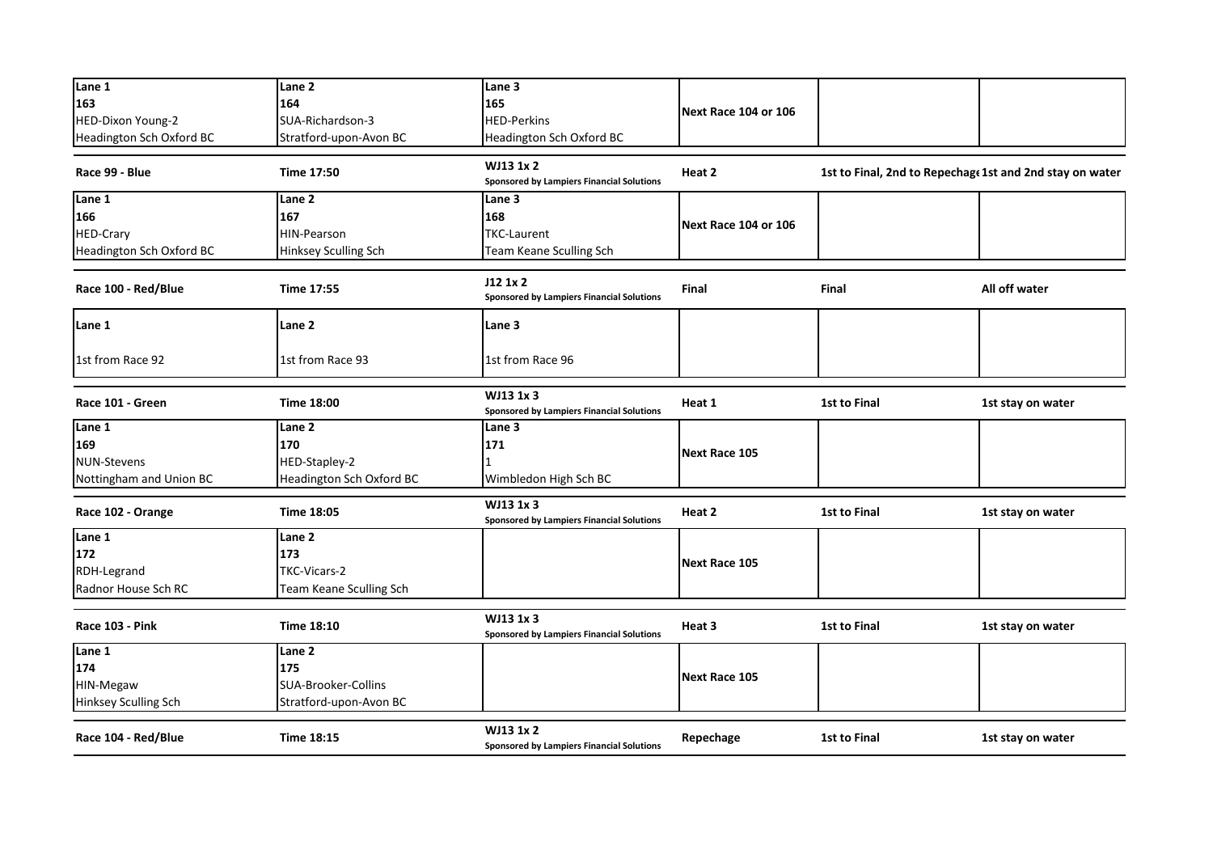| Lane 1<br>163<br>HED-Dixon Young-2<br>Headington Sch Oxford BC | Lane 2<br>164<br>SUA-Richardson-3<br>Stratford-upon-Avon BC | Lane 3<br>165<br>HED-Perkins<br>Headington Sch Oxford BC | Next Race 104 or 106 | | |
|---|---|---|---|---|---|

| Race 99 - Blue | Time 17:50 | WJ13 1x 2<br>Sponsored by Lampiers Financial Solutions | Heat 2 | 1st to Final, 2nd to Repechage | 1st and 2nd stay on water |
|---|---|---|---|---|---|
| Lane 1<br>166<br>HED-Crary<br>Headington Sch Oxford BC | Lane 2<br>167<br>HIN-Pearson<br>Hinksey Sculling Sch | Lane 3<br>168<br>TKC-Laurent<br>Team Keane Sculling Sch | Next Race 104 or 106 | | |

| Race 100 - Red/Blue | Time 17:55 | J12 1x 2<br>Sponsored by Lampiers Financial Solutions | Final | Final | All off water |
|---|---|---|---|---|---|
| Lane 1<br><br>1st from Race 92 | Lane 2<br><br>1st from Race 93 | Lane 3<br><br>1st from Race 96 | | | |

| Race 101 - Green | Time 18:00 | WJ13 1x 3<br>Sponsored by Lampiers Financial Solutions | Heat 1 | 1st to Final | 1st stay on water |
|---|---|---|---|---|---|
| Lane 1<br>169<br>NUN-Stevens<br>Nottingham and Union BC | Lane 2<br>170<br>HED-Stapley-2<br>Headington Sch Oxford BC | Lane 3<br>171<br>1<br>Wimbledon High Sch BC | Next Race 105 | | |

| Race 102 - Orange | Time 18:05 | WJ13 1x 3<br>Sponsored by Lampiers Financial Solutions | Heat 2 | 1st to Final | 1st stay on water |
|---|---|---|---|---|---|
| Lane 1<br>172<br>RDH-Legrand<br>Radnor House Sch RC | Lane 2<br>173<br>TKC-Vicars-2<br>Team Keane Sculling Sch | | Next Race 105 | | |

| Race 103 - Pink | Time 18:10 | WJ13 1x 3<br>Sponsored by Lampiers Financial Solutions | Heat 3 | 1st to Final | 1st stay on water |
|---|---|---|---|---|---|
| Lane 1<br>174<br>HIN-Megaw<br>Hinksey Sculling Sch | Lane 2<br>175<br>SUA-Brooker-Collins<br>Stratford-upon-Avon BC | | Next Race 105 | | |

| Race 104 - Red/Blue | Time 18:15 | WJ13 1x 2<br>Sponsored by Lampiers Financial Solutions | Repechage | 1st to Final | 1st stay on water |
|---|---|---|---|---|---|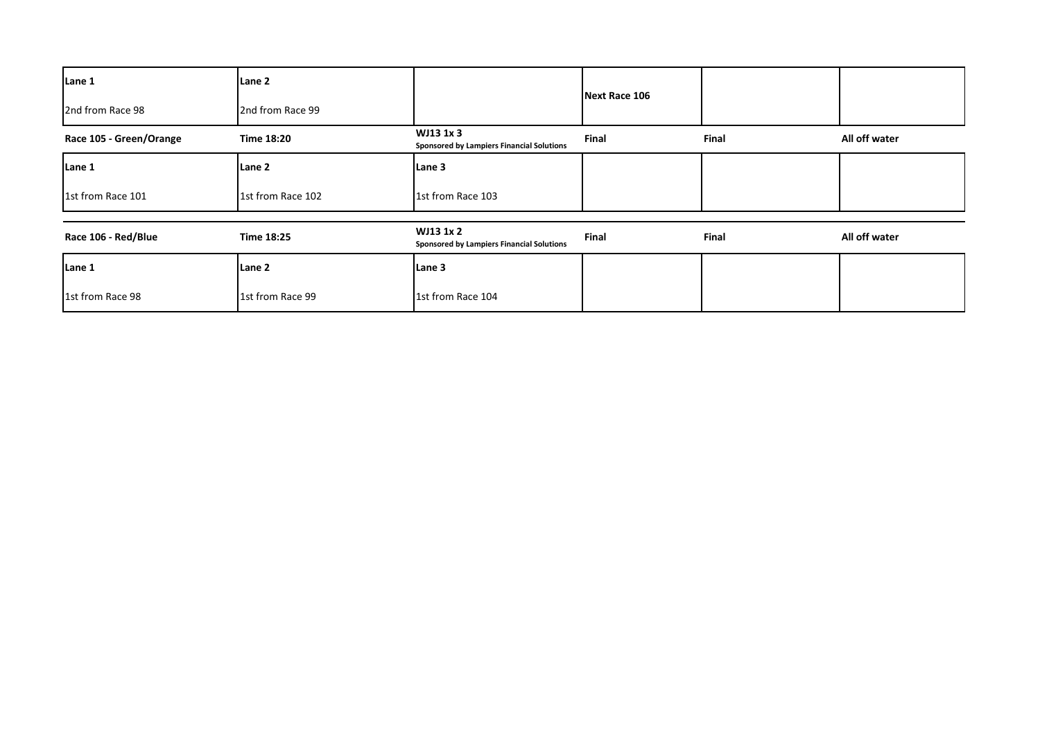| | | | | | |
|---|---|---|---|---|---|
| **Lane 1** | **Lane 2** | | **Next Race 106** | | |
| 2nd from Race 98 | 2nd from Race 99 | | | | |

| **Race 105 - Green/Orange** | **Time 18:20** | **WJ13 1x 3** **Sponsored by Lampiers Financial Solutions** | **Final** | **Final** | **All off water** |
|---|---|---|---|---|---|
| **Lane 1** | **Lane 2** | **Lane 3** | | | |
| 1st from Race 101 | 1st from Race 102 | 1st from Race 103 | | | |

| **Race 106 - Red/Blue** | **Time 18:25** | **WJ13 1x 2** **Sponsored by Lampiers Financial Solutions** | **Final** | **Final** | **All off water** |
|---|---|---|---|---|---|
| **Lane 1** | **Lane 2** | **Lane 3** | | | |
| 1st from Race 98 | 1st from Race 99 | 1st from Race 104 | | | |